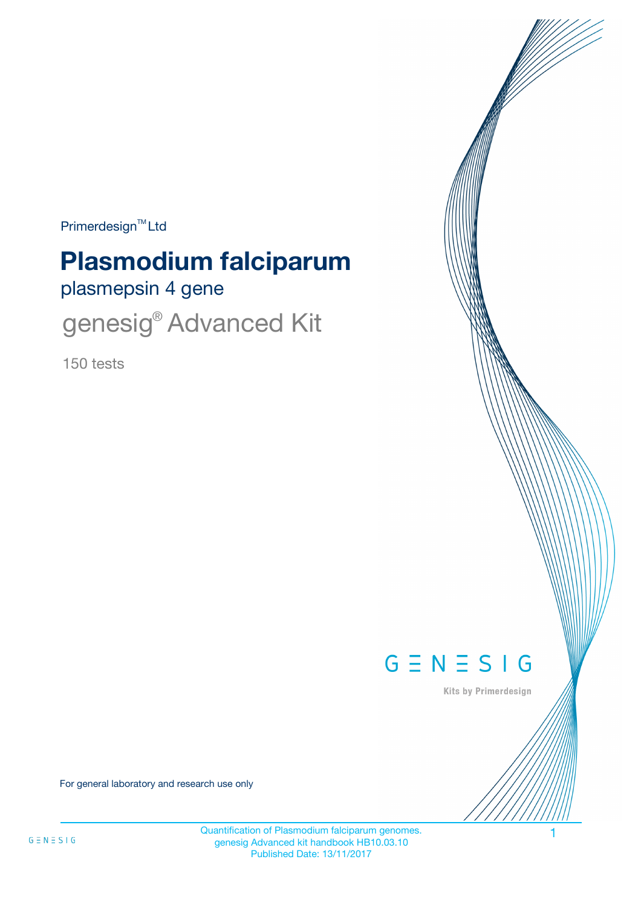Primerdesign™ Ltd

# Plasmodium falciparum

## plasmepsin 4 gene

## genesig® Advanced Kit

150 tests

GENESIG

Kits by Primerdesign

For general laboratory and research use only

Quantification of Plasmodium falciparum genomes.
genesig Advanced kit handbook HB10.03.10
Published Date: 13/11/2017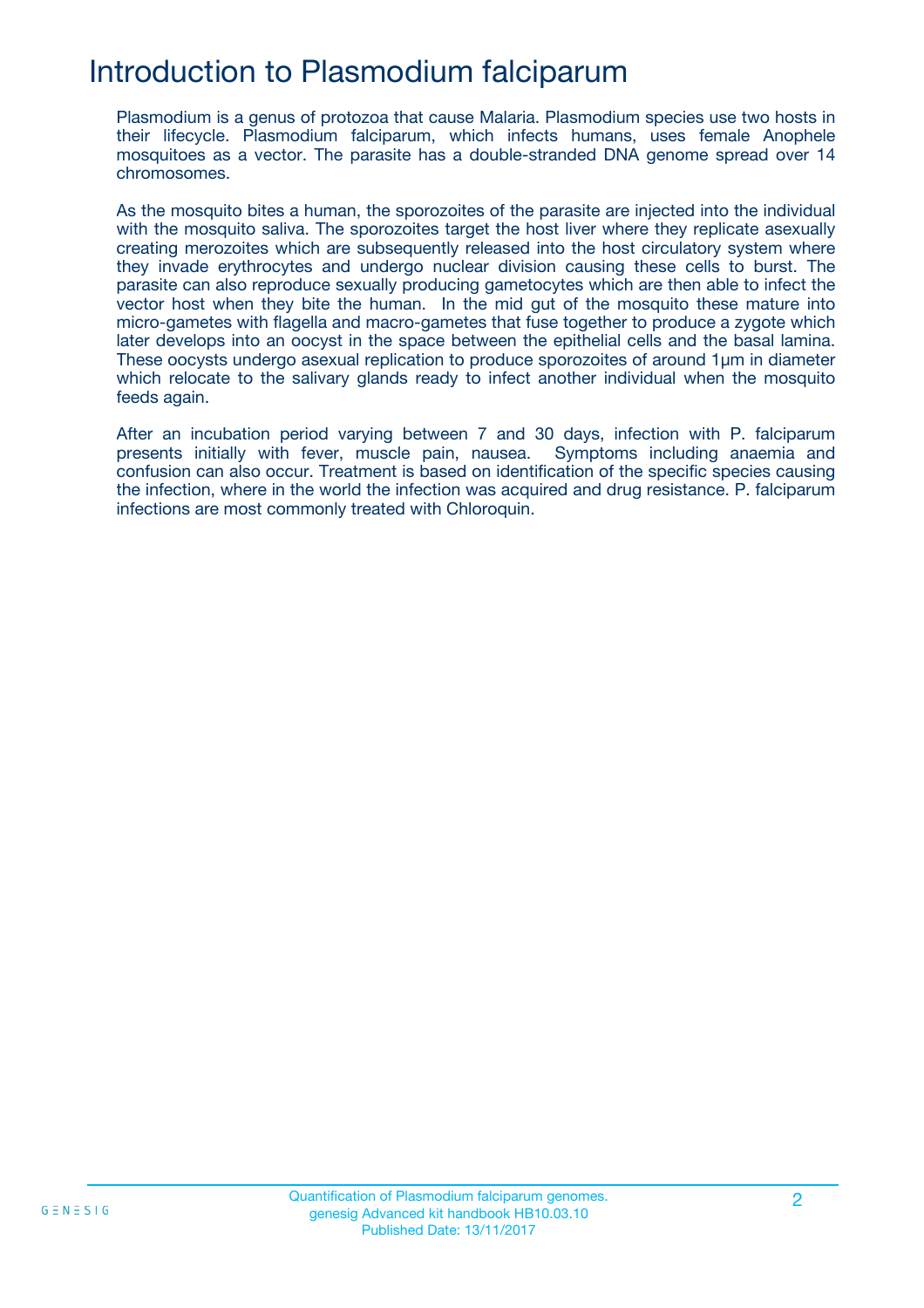# Introduction to Plasmodium falciparum

Plasmodium is a genus of protozoa that cause Malaria. Plasmodium species use two hosts in their lifecycle. Plasmodium falciparum, which infects humans, uses female Anophele mosquitoes as a vector. The parasite has a double-stranded DNA genome spread over 14 chromosomes.

As the mosquito bites a human, the sporozoites of the parasite are injected into the individual with the mosquito saliva. The sporozoites target the host liver where they replicate asexually creating merozoites which are subsequently released into the host circulatory system where they invade erythrocytes and undergo nuclear division causing these cells to burst. The parasite can also reproduce sexually producing gametocytes which are then able to infect the vector host when they bite the human. In the mid gut of the mosquito these mature into micro-gametes with flagella and macro-gametes that fuse together to produce a zygote which later develops into an oocyst in the space between the epithelial cells and the basal lamina. These oocysts undergo asexual replication to produce sporozoites of around 1µm in diameter which relocate to the salivary glands ready to infect another individual when the mosquito feeds again.

After an incubation period varying between 7 and 30 days, infection with P. falciparum presents initially with fever, muscle pain, nausea. Symptoms including anaemia and confusion can also occur. Treatment is based on identification of the specific species causing the infection, where in the world the infection was acquired and drug resistance. P. falciparum infections are most commonly treated with Chloroquin.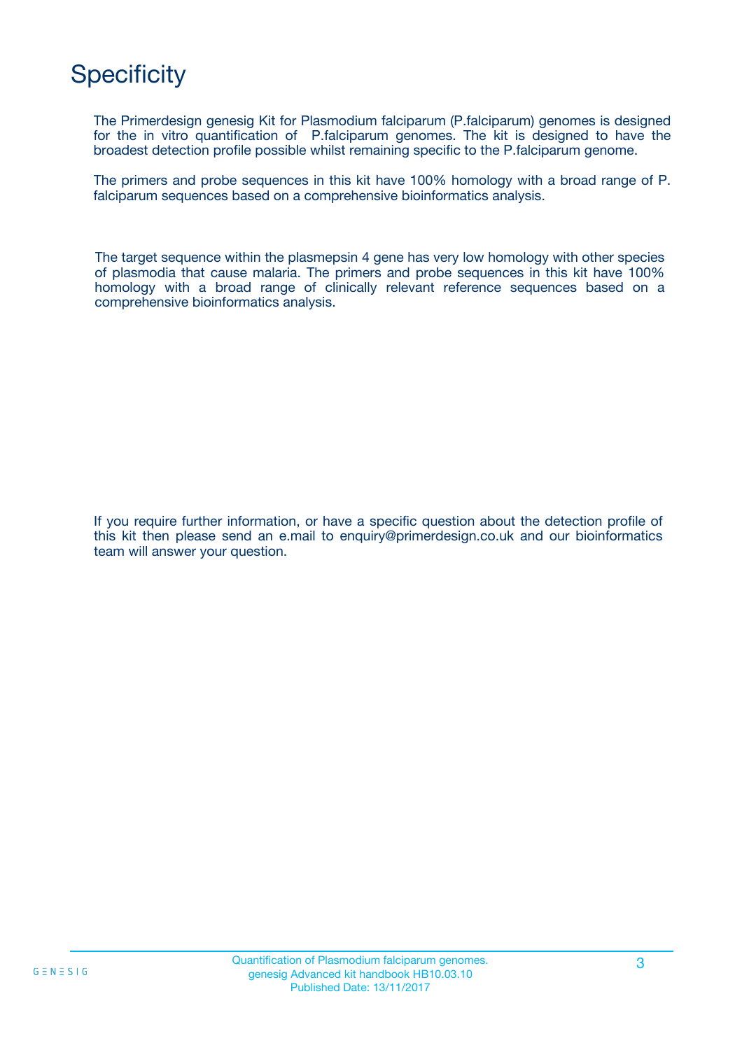# Specificity

The Primerdesign genesig Kit for Plasmodium falciparum (P.falciparum) genomes is designed for the in vitro quantification of P.falciparum genomes. The kit is designed to have the broadest detection profile possible whilst remaining specific to the P.falciparum genome.

The primers and probe sequences in this kit have 100% homology with a broad range of P. falciparum sequences based on a comprehensive bioinformatics analysis.

The target sequence within the plasmepsin 4 gene has very low homology with other species of plasmodia that cause malaria. The primers and probe sequences in this kit have 100% homology with a broad range of clinically relevant reference sequences based on a comprehensive bioinformatics analysis.

If you require further information, or have a specific question about the detection profile of this kit then please send an e.mail to enquiry@primerdesign.co.uk and our bioinformatics team will answer your question.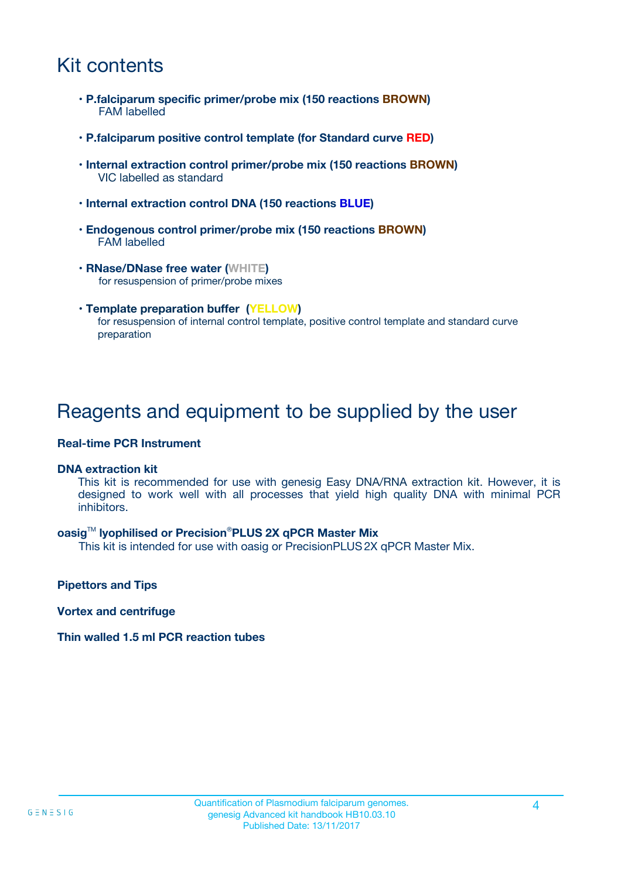# Kit contents

- **P.falciparum specific primer/probe mix (150 reactions BROWN)**
  FAM labelled
- **P.falciparum positive control template (for Standard curve RED)**
- **Internal extraction control primer/probe mix (150 reactions BROWN)**
  VIC labelled as standard
- **Internal extraction control DNA (150 reactions BLUE)**
- **Endogenous control primer/probe mix (150 reactions BROWN)**
  FAM labelled
- **RNase/DNase free water (WHITE)**
  for resuspension of primer/probe mixes
- **Template preparation buffer (YELLOW)**
  for resuspension of internal control template, positive control template and standard curve preparation

# Reagents and equipment to be supplied by the user

**Real-time PCR Instrument**

**DNA extraction kit**

This kit is recommended for use with genesig Easy DNA/RNA extraction kit. However, it is designed to work well with all processes that yield high quality DNA with minimal PCR inhibitors.

**oasig™ lyophilised or Precision®PLUS 2X qPCR Master Mix**

This kit is intended for use with oasig or PrecisionPLUS 2X qPCR Master Mix.

**Pipettors and Tips**

**Vortex and centrifuge**

**Thin walled 1.5 ml PCR reaction tubes**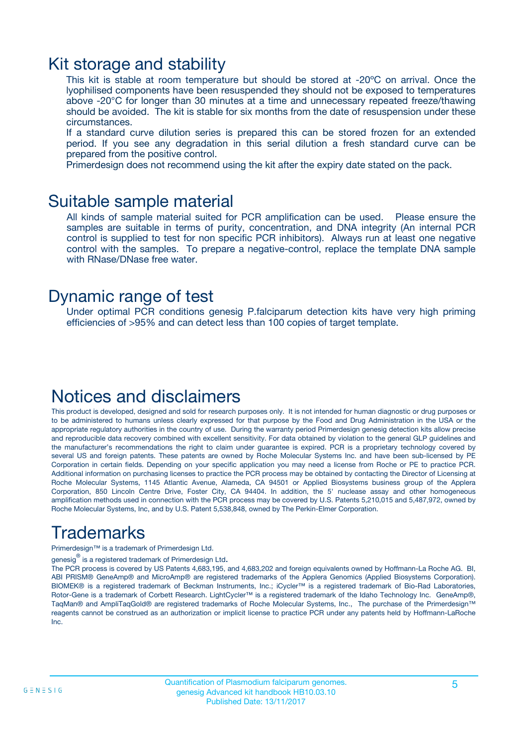# Kit storage and stability

This kit is stable at room temperature but should be stored at -20ºC on arrival. Once the lyophilised components have been resuspended they should not be exposed to temperatures above -20°C for longer than 30 minutes at a time and unnecessary repeated freeze/thawing should be avoided. The kit is stable for six months from the date of resuspension under these circumstances.

If a standard curve dilution series is prepared this can be stored frozen for an extended period. If you see any degradation in this serial dilution a fresh standard curve can be prepared from the positive control.

Primerdesign does not recommend using the kit after the expiry date stated on the pack.

# Suitable sample material

All kinds of sample material suited for PCR amplification can be used. Please ensure the samples are suitable in terms of purity, concentration, and DNA integrity (An internal PCR control is supplied to test for non specific PCR inhibitors). Always run at least one negative control with the samples. To prepare a negative-control, replace the template DNA sample with RNase/DNase free water.

# Dynamic range of test

Under optimal PCR conditions genesig P.falciparum detection kits have very high priming efficiencies of >95% and can detect less than 100 copies of target template.

# Notices and disclaimers

This product is developed, designed and sold for research purposes only. It is not intended for human diagnostic or drug purposes or to be administered to humans unless clearly expressed for that purpose by the Food and Drug Administration in the USA or the appropriate regulatory authorities in the country of use. During the warranty period Primerdesign genesig detection kits allow precise and reproducible data recovery combined with excellent sensitivity. For data obtained by violation to the general GLP guidelines and the manufacturer's recommendations the right to claim under guarantee is expired. PCR is a proprietary technology covered by several US and foreign patents. These patents are owned by Roche Molecular Systems Inc. and have been sub-licensed by PE Corporation in certain fields. Depending on your specific application you may need a license from Roche or PE to practice PCR. Additional information on purchasing licenses to practice the PCR process may be obtained by contacting the Director of Licensing at Roche Molecular Systems, 1145 Atlantic Avenue, Alameda, CA 94501 or Applied Biosystems business group of the Applera Corporation, 850 Lincoln Centre Drive, Foster City, CA 94404. In addition, the 5' nuclease assay and other homogeneous amplification methods used in connection with the PCR process may be covered by U.S. Patents 5,210,015 and 5,487,972, owned by Roche Molecular Systems, Inc, and by U.S. Patent 5,538,848, owned by The Perkin-Elmer Corporation.

# Trademarks

Primerdesign™ is a trademark of Primerdesign Ltd.

genesig® is a registered trademark of Primerdesign Ltd.

The PCR process is covered by US Patents 4,683,195, and 4,683,202 and foreign equivalents owned by Hoffmann-La Roche AG. BI, ABI PRISM® GeneAmp® and MicroAmp® are registered trademarks of the Applera Genomics (Applied Biosystems Corporation). BIOMEK® is a registered trademark of Beckman Instruments, Inc.; iCycler™ is a registered trademark of Bio-Rad Laboratories, Rotor-Gene is a trademark of Corbett Research. LightCycler™ is a registered trademark of the Idaho Technology Inc. GeneAmp®, TaqMan® and AmpliTaqGold® are registered trademarks of Roche Molecular Systems, Inc., The purchase of the Primerdesign™ reagents cannot be construed as an authorization or implicit license to practice PCR under any patents held by Hoffmann-LaRoche Inc.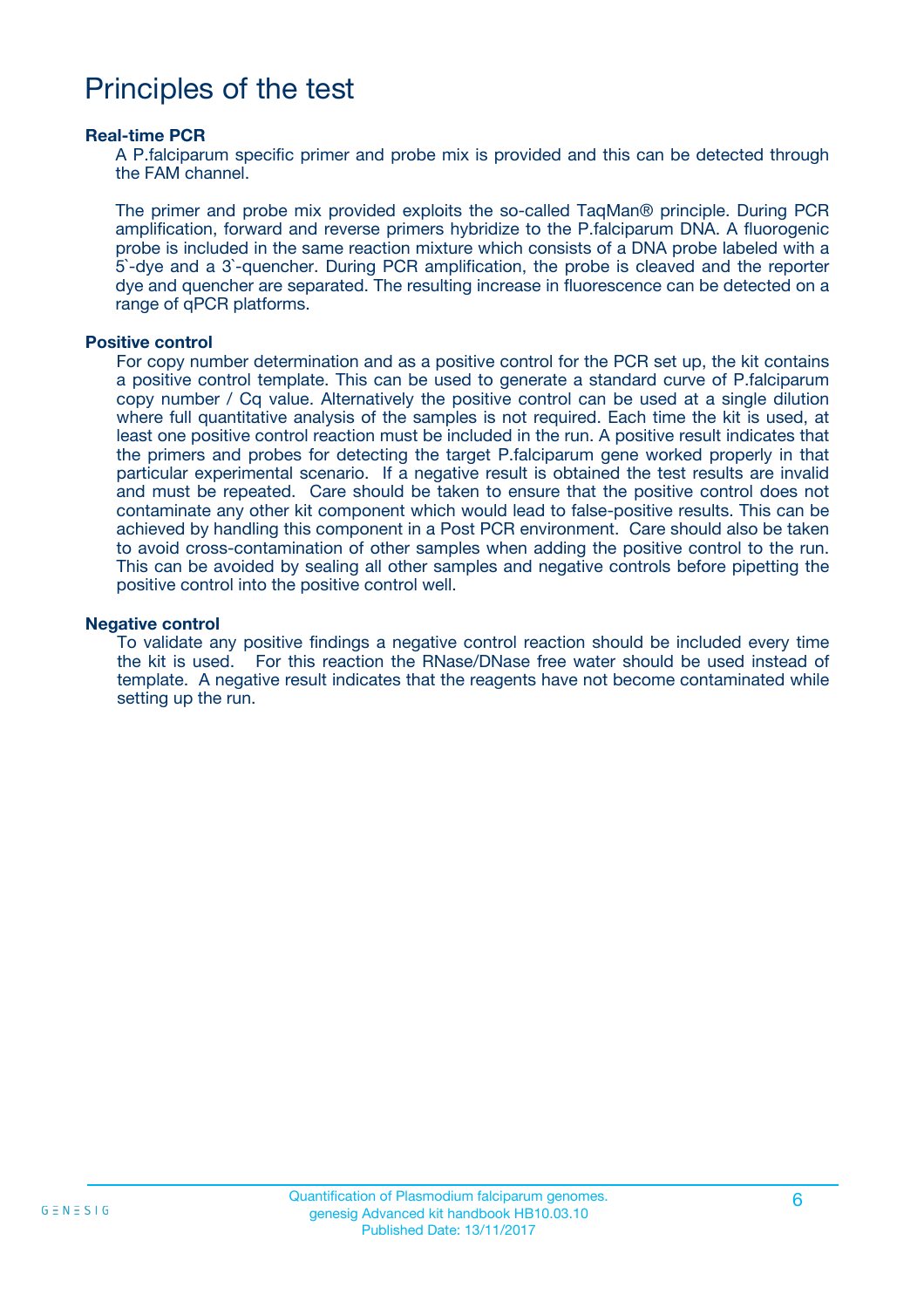# Principles of the test

### Real-time PCR

A P.falciparum specific primer and probe mix is provided and this can be detected through the FAM channel.

The primer and probe mix provided exploits the so-called TaqMan® principle. During PCR amplification, forward and reverse primers hybridize to the P.falciparum DNA. A fluorogenic probe is included in the same reaction mixture which consists of a DNA probe labeled with a 5`-dye and a 3`-quencher. During PCR amplification, the probe is cleaved and the reporter dye and quencher are separated. The resulting increase in fluorescence can be detected on a range of qPCR platforms.

### Positive control

For copy number determination and as a positive control for the PCR set up, the kit contains a positive control template. This can be used to generate a standard curve of P.falciparum copy number / Cq value. Alternatively the positive control can be used at a single dilution where full quantitative analysis of the samples is not required. Each time the kit is used, at least one positive control reaction must be included in the run. A positive result indicates that the primers and probes for detecting the target P.falciparum gene worked properly in that particular experimental scenario. If a negative result is obtained the test results are invalid and must be repeated. Care should be taken to ensure that the positive control does not contaminate any other kit component which would lead to false-positive results. This can be achieved by handling this component in a Post PCR environment. Care should also be taken to avoid cross-contamination of other samples when adding the positive control to the run. This can be avoided by sealing all other samples and negative controls before pipetting the positive control into the positive control well.

### Negative control

To validate any positive findings a negative control reaction should be included every time the kit is used. For this reaction the RNase/DNase free water should be used instead of template. A negative result indicates that the reagents have not become contaminated while setting up the run.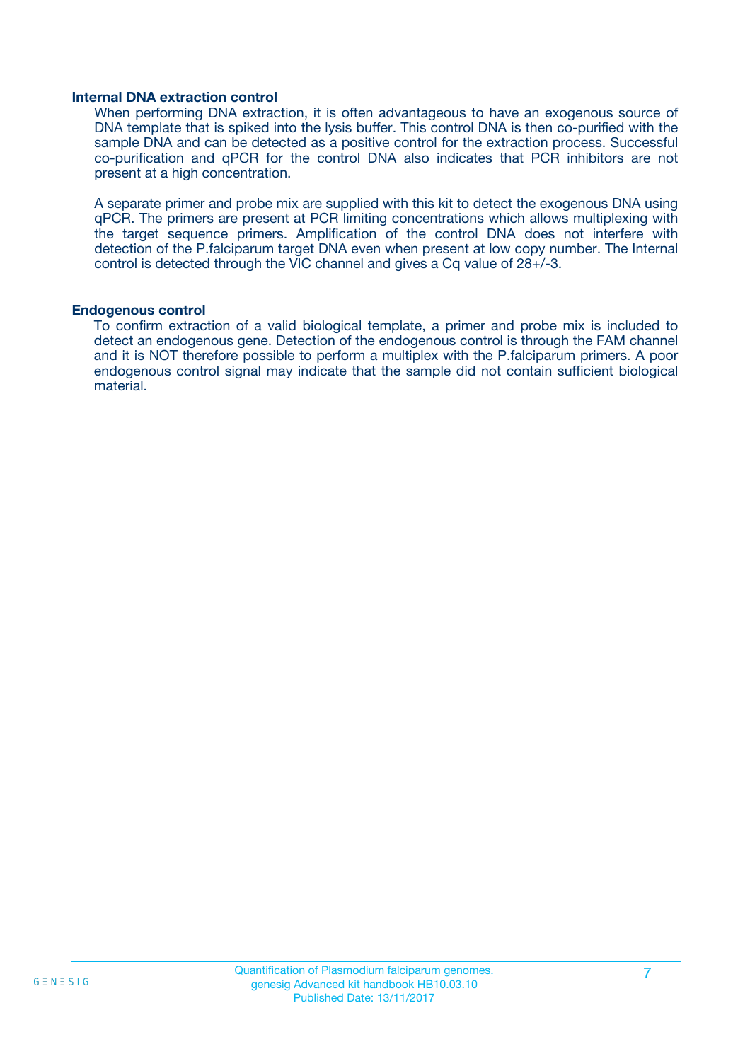### Internal DNA extraction control

When performing DNA extraction, it is often advantageous to have an exogenous source of DNA template that is spiked into the lysis buffer. This control DNA is then co-purified with the sample DNA and can be detected as a positive control for the extraction process. Successful co-purification and qPCR for the control DNA also indicates that PCR inhibitors are not present at a high concentration.

A separate primer and probe mix are supplied with this kit to detect the exogenous DNA using qPCR. The primers are present at PCR limiting concentrations which allows multiplexing with the target sequence primers. Amplification of the control DNA does not interfere with detection of the P.falciparum target DNA even when present at low copy number. The Internal control is detected through the VIC channel and gives a Cq value of 28+/-3.

### Endogenous control

To confirm extraction of a valid biological template, a primer and probe mix is included to detect an endogenous gene. Detection of the endogenous control is through the FAM channel and it is NOT therefore possible to perform a multiplex with the P.falciparum primers. A poor endogenous control signal may indicate that the sample did not contain sufficient biological material.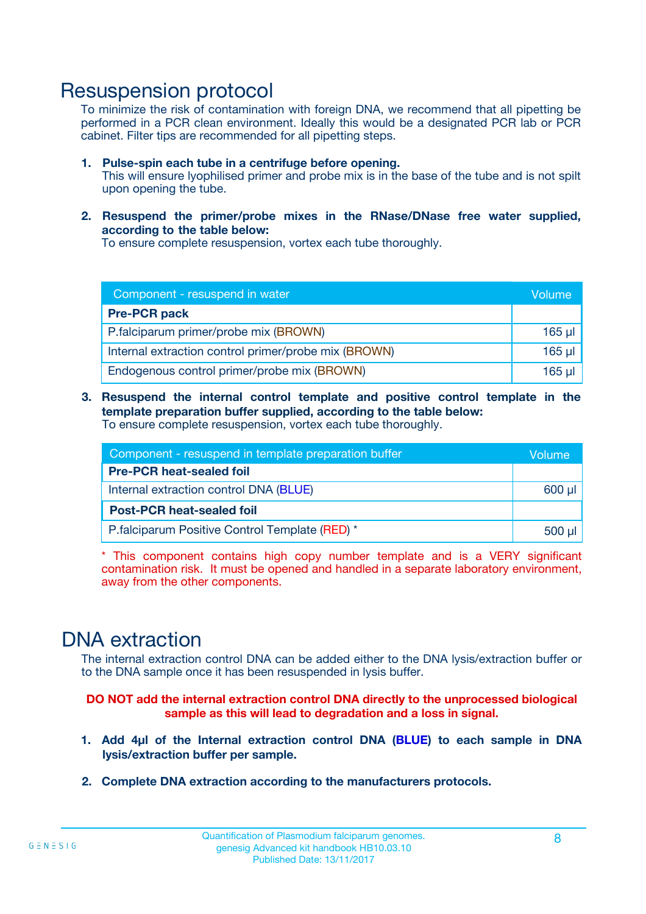# Resuspension protocol

To minimize the risk of contamination with foreign DNA, we recommend that all pipetting be performed in a PCR clean environment. Ideally this would be a designated PCR lab or PCR cabinet. Filter tips are recommended for all pipetting steps.

1. **Pulse-spin each tube in a centrifuge before opening.**
   This will ensure lyophilised primer and probe mix is in the base of the tube and is not spilt upon opening the tube.

2. **Resuspend the primer/probe mixes in the RNase/DNase free water supplied, according to the table below:**
   To ensure complete resuspension, vortex each tube thoroughly.

| Component - resuspend in water | Volume |
|---|---|
| **Pre-PCR pack** | |
| P.falciparum primer/probe mix (BROWN) | 165 µl |
| Internal extraction control primer/probe mix (BROWN) | 165 µl |
| Endogenous control primer/probe mix (BROWN) | 165 µl |

3. **Resuspend the internal control template and positive control template in the template preparation buffer supplied, according to the table below:**
   To ensure complete resuspension, vortex each tube thoroughly.

| Component - resuspend in template preparation buffer | Volume |
|---|---|
| **Pre-PCR heat-sealed foil** | |
| Internal extraction control DNA (BLUE) | 600 µl |
| **Post-PCR heat-sealed foil** | |
| P.falciparum Positive Control Template (RED) * | 500 µl |

\* This component contains high copy number template and is a VERY significant contamination risk. It must be opened and handled in a separate laboratory environment, away from the other components.

# DNA extraction

The internal extraction control DNA can be added either to the DNA lysis/extraction buffer or to the DNA sample once it has been resuspended in lysis buffer.

**DO NOT add the internal extraction control DNA directly to the unprocessed biological sample as this will lead to degradation and a loss in signal.**

1. **Add 4µl of the Internal extraction control DNA (BLUE) to each sample in DNA lysis/extraction buffer per sample.**

2. **Complete DNA extraction according to the manufacturers protocols.**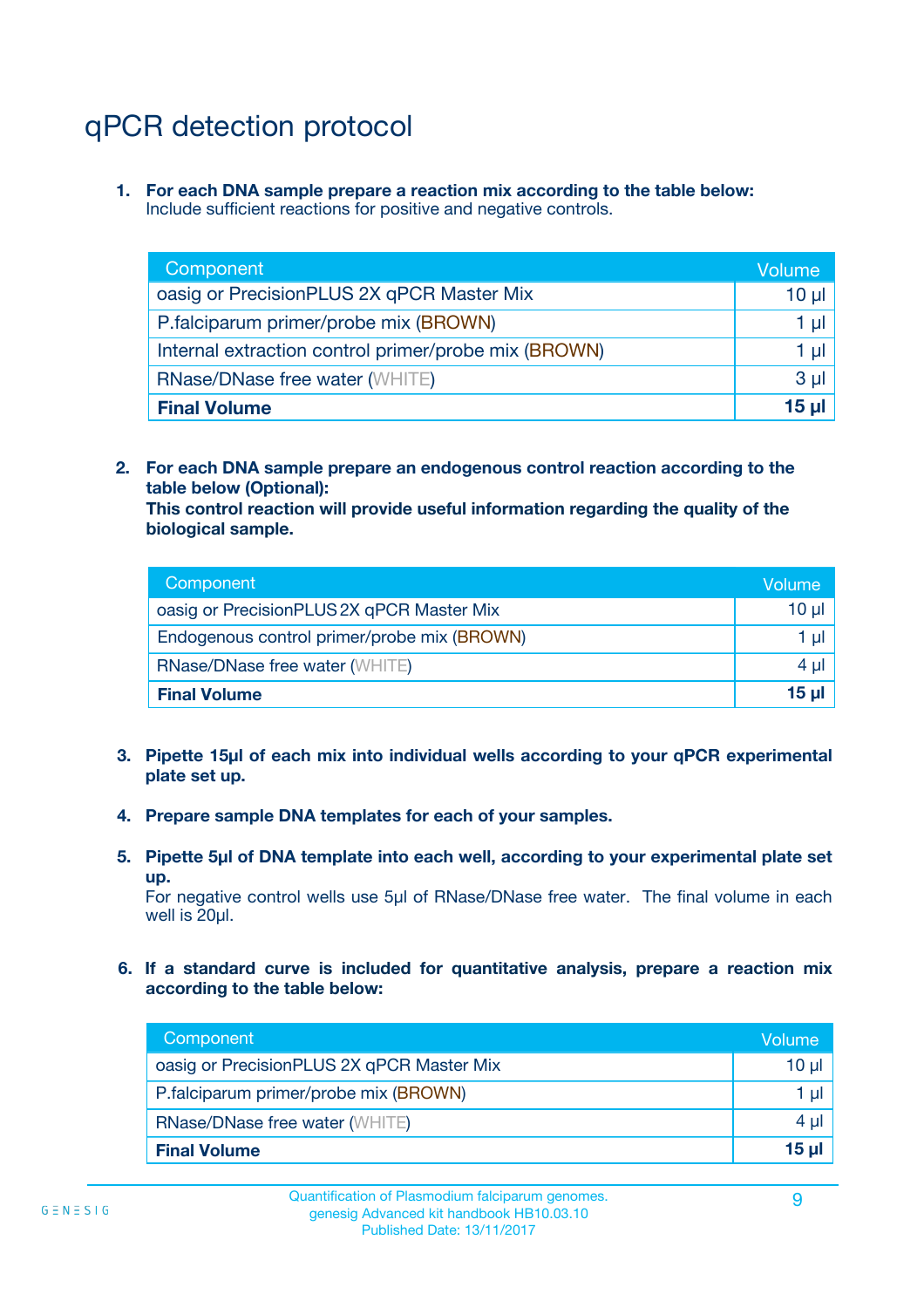# qPCR detection protocol

1. **For each DNA sample prepare a reaction mix according to the table below:**
   Include sufficient reactions for positive and negative controls.

| Component | Volume |
|---|---|
| oasig or PrecisionPLUS 2X qPCR Master Mix | 10 µl |
| P.falciparum primer/probe mix (BROWN) | 1 µl |
| Internal extraction control primer/probe mix (BROWN) | 1 µl |
| RNase/DNase free water (WHITE) | 3 µl |
| **Final Volume** | **15 µl** |

2. **For each DNA sample prepare an endogenous control reaction according to the table below (Optional):**
   **This control reaction will provide useful information regarding the quality of the biological sample.**

| Component | Volume |
|---|---|
| oasig or PrecisionPLUS 2X qPCR Master Mix | 10 µl |
| Endogenous control primer/probe mix (BROWN) | 1 µl |
| RNase/DNase free water (WHITE) | 4 µl |
| **Final Volume** | **15 µl** |

3. **Pipette 15µl of each mix into individual wells according to your qPCR experimental plate set up.**

4. **Prepare sample DNA templates for each of your samples.**

5. **Pipette 5µl of DNA template into each well, according to your experimental plate set up.**
   For negative control wells use 5µl of RNase/DNase free water. The final volume in each well is 20µl.

6. **If a standard curve is included for quantitative analysis, prepare a reaction mix according to the table below:**

| Component | Volume |
|---|---|
| oasig or PrecisionPLUS 2X qPCR Master Mix | 10 µl |
| P.falciparum primer/probe mix (BROWN) | 1 µl |
| RNase/DNase free water (WHITE) | 4 µl |
| **Final Volume** | **15 µl** |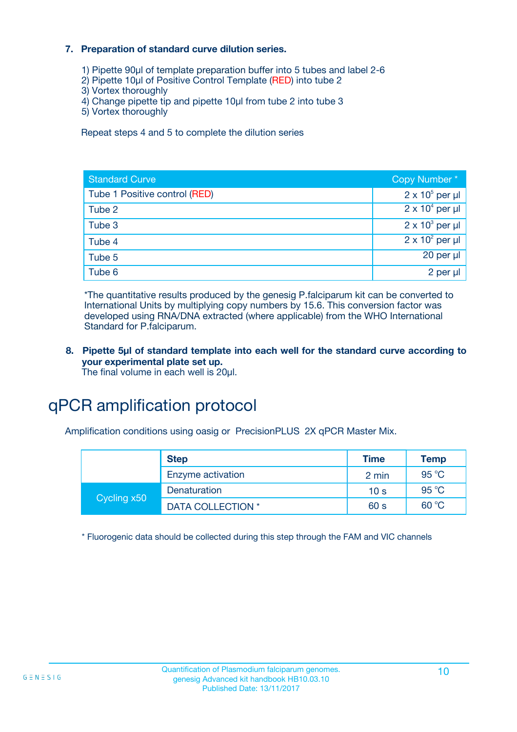**7. Preparation of standard curve dilution series.**

1) Pipette 90µl of template preparation buffer into 5 tubes and label 2-6
2) Pipette 10µl of Positive Control Template (RED) into tube 2
3) Vortex thoroughly
4) Change pipette tip and pipette 10µl from tube 2 into tube 3
5) Vortex thoroughly

Repeat steps 4 and 5 to complete the dilution series

| Standard Curve | Copy Number * |
| --- | --- |
| Tube 1 Positive control (RED) | $2 \times 10^5$ per µl |
| Tube 2 | $2 \times 10^4$ per µl |
| Tube 3 | $2 \times 10^3$ per µl |
| Tube 4 | $2 \times 10^2$ per µl |
| Tube 5 | 20 per µl |
| Tube 6 | 2 per µl |

*The quantitative results produced by the genesig P.falciparum kit can be converted to International Units by multiplying copy numbers by 15.6. This conversion factor was developed using RNA/DNA extracted (where applicable) from the WHO International Standard for P.falciparum.

**8. Pipette 5µl of standard template into each well for the standard curve according to your experimental plate set up.**
The final volume in each well is 20µl.

# qPCR amplification protocol

Amplification conditions using oasig or PrecisionPLUS 2X qPCR Master Mix.

| | Step | Time | Temp |
| --- | --- | --- | --- |
| | Enzyme activation | 2 min | 95 °C |
| Cycling x50 | Denaturation | 10 s | 95 °C |
| | DATA COLLECTION * | 60 s | 60 °C |

* Fluorogenic data should be collected during this step through the FAM and VIC channels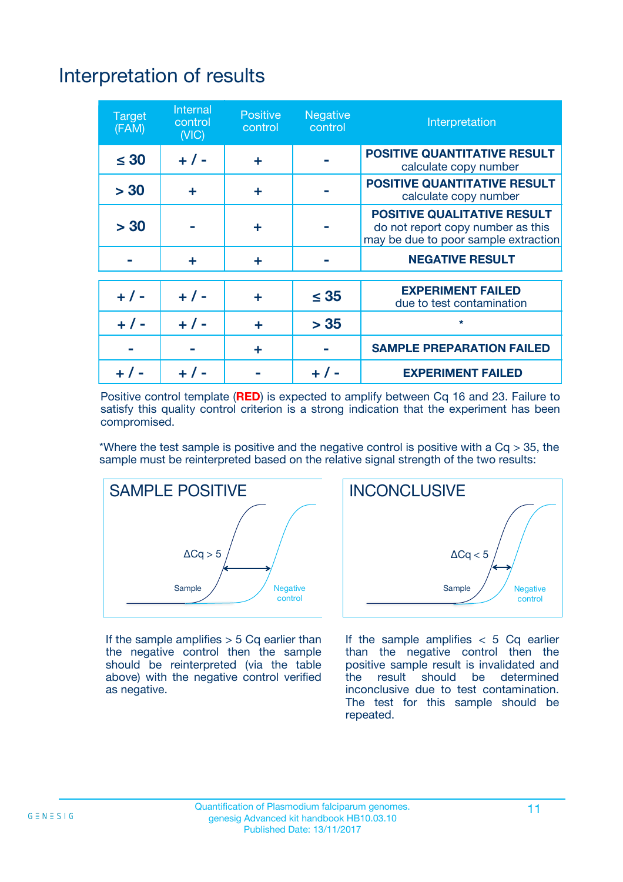# Interpretation of results

| Target (FAM) | Internal control (VIC) | Positive control | Negative control | Interpretation |
|---|---|---|---|---|
| ≤ 30 | + / - | + | - | **POSITIVE QUANTITATIVE RESULT** calculate copy number |
| > 30 | + | + | - | **POSITIVE QUANTITATIVE RESULT** calculate copy number |
| > 30 | - | + | - | **POSITIVE QUALITATIVE RESULT** do not report copy number as this may be due to poor sample extraction |
| - | + | + | - | **NEGATIVE RESULT** |
| + / - | + / - | + | ≤ 35 | **EXPERIMENT FAILED** due to test contamination |
| + / - | + / - | + | > 35 | * |
| - | - | + | - | **SAMPLE PREPARATION FAILED** |
| + / - | + / - | - | + / - | **EXPERIMENT FAILED** |

Positive control template (**RED**) is expected to amplify between Cq 16 and 23. Failure to satisfy this quality control criterion is a strong indication that the experiment has been compromised.

*Where the test sample is positive and the negative control is positive with a Cq > 35, the sample must be reinterpreted based on the relative signal strength of the two results:

## SAMPLE POSITIVE

ΔCq > 5

Sample

Negative control

If the sample amplifies > 5 Cq earlier than the negative control then the sample should be reinterpreted (via the table above) with the negative control verified as negative.

## INCONCLUSIVE

ΔCq < 5

Sample

Negative control

If the sample amplifies < 5 Cq earlier than the negative control then the positive sample result is invalidated and the result should be determined inconclusive due to test contamination. The test for this sample should be repeated.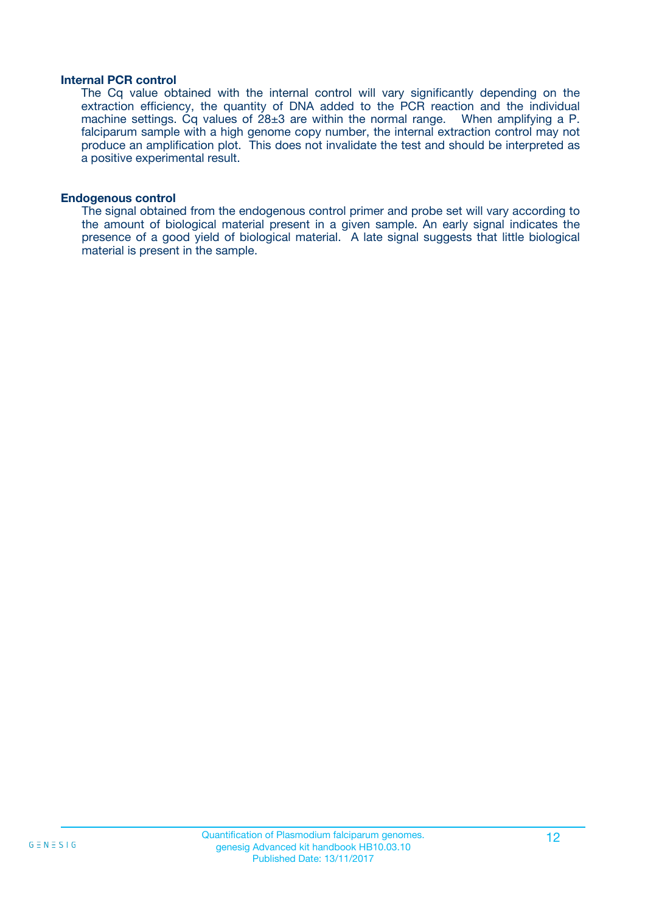### Internal PCR control

The Cq value obtained with the internal control will vary significantly depending on the extraction efficiency, the quantity of DNA added to the PCR reaction and the individual machine settings. Cq values of $28\pm3$ are within the normal range. When amplifying a P. falciparum sample with a high genome copy number, the internal extraction control may not produce an amplification plot. This does not invalidate the test and should be interpreted as a positive experimental result.

### Endogenous control

The signal obtained from the endogenous control primer and probe set will vary according to the amount of biological material present in a given sample. An early signal indicates the presence of a good yield of biological material. A late signal suggests that little biological material is present in the sample.